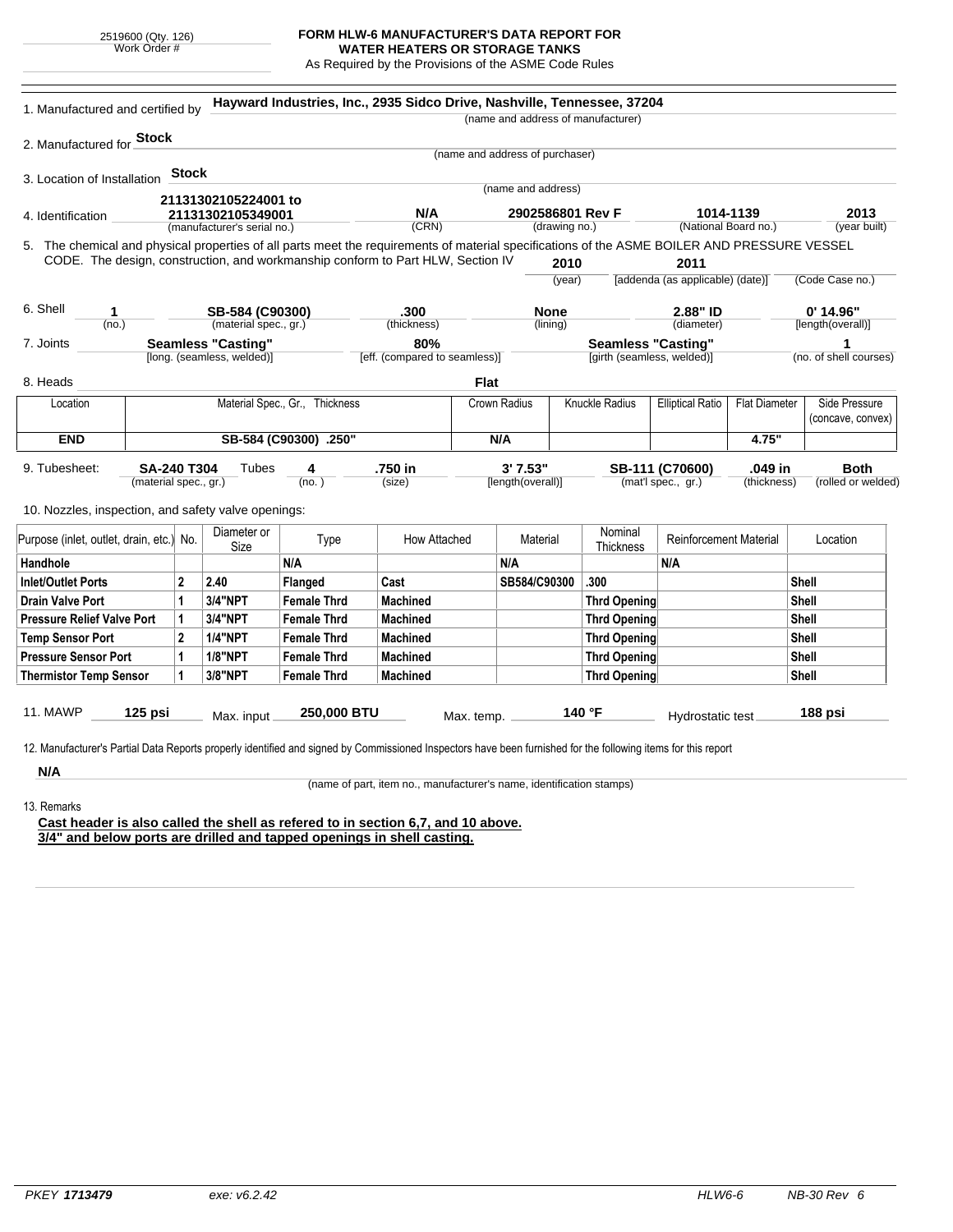2519600 (Qty. 126)
Work Order #

# FORM HLW-6 MANUFACTURER'S DATA REPORT FOR WATER HEATERS OR STORAGE TANKS

As Required by the Provisions of the ASME Code Rules

1. Manufactured and certified by **Hayward Industries, Inc., 2935 Sidco Drive, Nashville, Tennessee, 37204**
(name and address of manufacturer)

2. Manufactured for **Stock**
(name and address of purchaser)

3. Location of Installation **Stock**
(name and address)

4. Identification **21131302105224001 to 21131302105349001** (manufacturer's serial no.) **N/A** (CRN) **2902586801 Rev F** (drawing no.) **1014-1139** (National Board no.) **2013** (year built)

5. The chemical and physical properties of all parts meet the requirements of material specifications of the ASME BOILER AND PRESSURE VESSEL CODE. The design, construction, and workmanship conform to Part HLW, Section IV **2010** (year) **2011** [addenda (as applicable) (date)] (Code Case no.)

6. Shell **1** (no.) **SB-584 (C90300)** (material spec., gr.) **.300** (thickness) **None** (lining) **2.88" ID** (diameter) **0' 14.96"** [length(overall)]

7. Joints **Seamless "Casting"** [long. (seamless, welded)] **80%** [eff. (compared to seamless)] **Seamless "Casting"** [girth (seamless, welded)] **1** (no. of shell courses)

8. Heads **Flat**

| Location | Material Spec., Gr., Thickness | Crown Radius | Knuckle Radius | Elliptical Ratio | Flat Diameter | Side Pressure (concave, convex) |
|---|---|---|---|---|---|---|
| **END** | **SB-584 (C90300) .250"** | **N/A** | | | **4.75"** | |

9. Tubesheet: **SA-240 T304** (material spec., gr.) Tubes **4** (no.) **.750 in** (size) **3' 7.53"** [length(overall)] **SB-111 (C70600)** (mat'l spec., gr.) **.049 in** (thickness) **Both** (rolled or welded)

10. Nozzles, inspection, and safety valve openings:

| Purpose (inlet, outlet, drain, etc.) | No. | Diameter or Size | Type | How Attached | Material | Nominal Thickness | Reinforcement Material | Location |
|---|---|---|---|---|---|---|---|---|
| **Handhole** | | | **N/A** | | **N/A** | | **N/A** | |
| **Inlet/Outlet Ports** | **2** | **2.40** | **Flanged** | **Cast** | **SB584/C90300** | **.300** | | **Shell** |
| **Drain Valve Port** | **1** | **3/4"NPT** | **Female Thrd** | **Machined** | | **Thrd Opening** | | **Shell** |
| **Pressure Relief Valve Port** | **1** | **3/4"NPT** | **Female Thrd** | **Machined** | | **Thrd Opening** | | **Shell** |
| **Temp Sensor Port** | **2** | **1/4"NPT** | **Female Thrd** | **Machined** | | **Thrd Opening** | | **Shell** |
| **Pressure Sensor Port** | **1** | **1/8"NPT** | **Female Thrd** | **Machined** | | **Thrd Opening** | | **Shell** |
| **Thermistor Temp Sensor** | **1** | **3/8"NPT** | **Female Thrd** | **Machined** | | **Thrd Opening** | | **Shell** |

11. MAWP **125 psi** Max. input **250,000 BTU** Max. temp. **140 °F** Hydrostatic test **188 psi**

12. Manufacturer's Partial Data Reports properly identified and signed by Commissioned Inspectors have been furnished for the following items for this report

**N/A**
(name of part, item no., manufacturer's name, identification stamps)

13. Remarks

**Cast header is also called the shell as refered to in section 6,7, and 10 above.**
**3/4" and below ports are drilled and tapped openings in shell casting.**

PKEY *1713479* exe: v6.2.42 HLW6-6 NB-30 Rev 6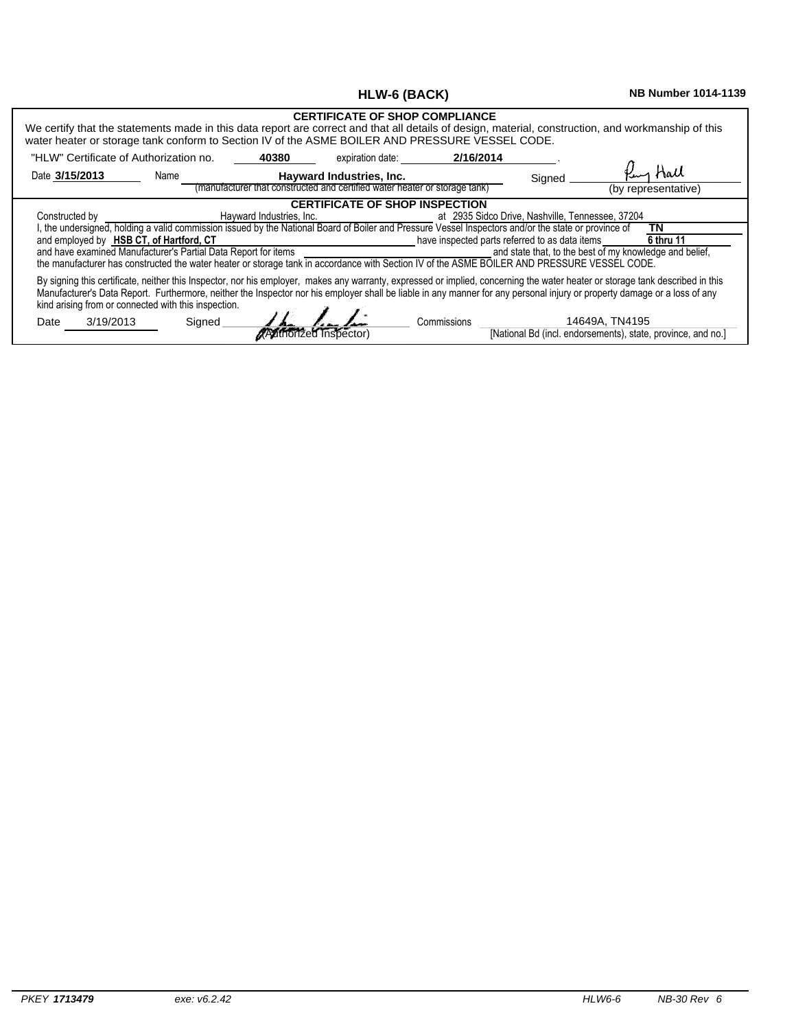## HLW-6 (BACK)

**NB Number 1014-1139**

### CERTIFICATE OF SHOP COMPLIANCE

We certify that the statements made in this data report are correct and that all details of design, material, construction, and workmanship of this water heater or storage tank conform to Section IV of the ASME BOILER AND PRESSURE VESSEL CODE.

"HLW" Certificate of Authorization no. **40380** expiration date: **2/16/2014** .

Date **3/15/2013** Name **Hayward Industries, Inc.** (manufacturer that constructed and certified water heater or storage tank) Signed Perry Hall (by representative)

### CERTIFICATE OF SHOP INSPECTION

Constructed by Hayward Industries, Inc. at 2935 Sidco Drive, Nashville, Tennessee, 37204

I, the undersigned, holding a valid commission issued by the National Board of Boiler and Pressure Vessel Inspectors and/or the state or province of **TN** and employed by **HSB CT, of Hartford, CT** have inspected parts referred to as data items **6 thru 11** and have examined Manufacturer's Partial Data Report for items \_\_\_\_\_\_\_\_ and state that, to the best of my knowledge and belief, the manufacturer has constructed the water heater or storage tank in accordance with Section IV of the ASME BOILER AND PRESSURE VESSEL CODE.

By signing this certificate, neither this Inspector, nor his employer, makes any warranty, expressed or implied, concerning the water heater or storage tank described in this Manufacturer's Data Report. Furthermore, neither the Inspector nor his employer shall be liable in any manner for any personal injury or property damage or a loss of any kind arising from or connected with this inspection.

Date 3/19/2013 Signed \_\_\_\_\_\_\_\_ (Authorized Inspector) Commissions 14649A, TN4195 [National Bd (incl. endorsements), state, province, and no.]

PKEY 1713479 exe: v6.2.42 HLW6-6 NB-30 Rev 6